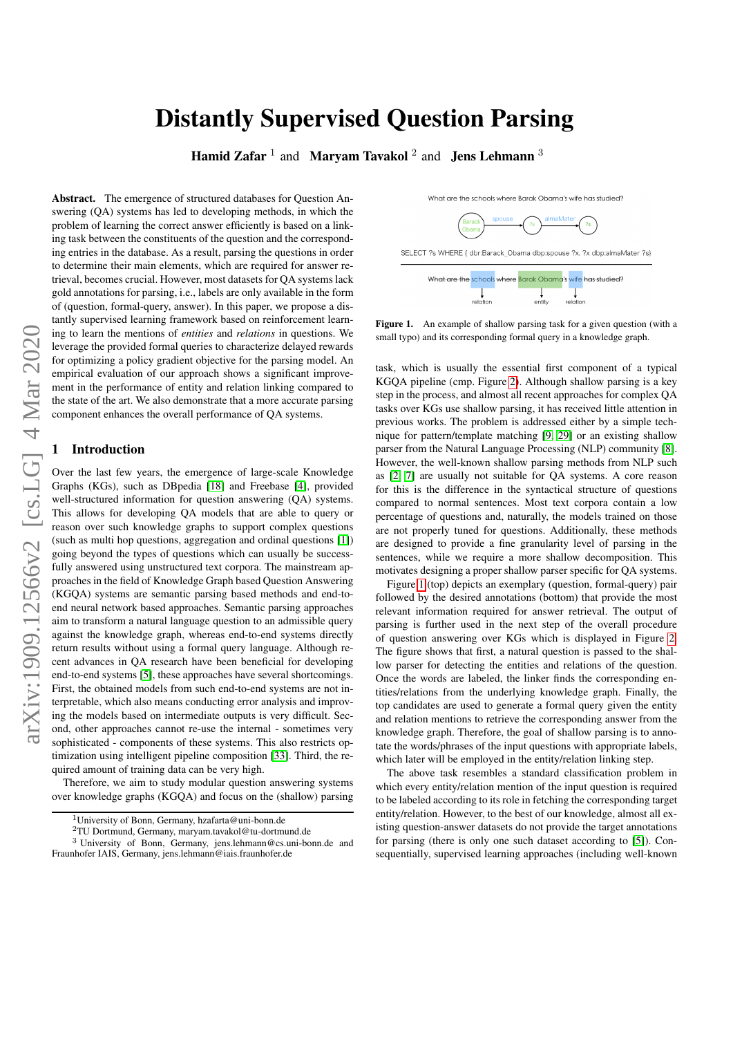# Distantly Supervised Question Parsing

**Hamid Zafar** [1] and **Maryam Tavakol** [2] and **Jens Lehmann** [3]

**Abstract.** The emergence of structured databases for Question Answering (QA) systems has led to developing methods, in which the problem of learning the correct answer efficiently is based on a linking task between the constituents of the question and the corresponding entries in the database. As a result, parsing the questions in order to determine their main elements, which are required for answer retrieval, becomes crucial. However, most datasets for QA systems lack gold annotations for parsing, i.e., labels are only available in the form of (question, formal-query, answer). In this paper, we propose a distantly supervised learning framework based on reinforcement learning to learn the mentions of *entities* and *relations* in questions. We leverage the provided formal queries to characterize delayed rewards for optimizing a policy gradient objective for the parsing model. An empirical evaluation of our approach shows a significant improvement in the performance of entity and relation linking compared to the state of the art. We also demonstrate that a more accurate parsing component enhances the overall performance of QA systems.

## 1 Introduction

Over the last few years, the emergence of large-scale Knowledge Graphs (KGs), such as DBpedia [18] and Freebase [4], provided well-structured information for question answering (QA) systems. This allows for developing QA models that are able to query or reason over such knowledge graphs to support complex questions (such as multi hop questions, aggregation and ordinal questions [1]) going beyond the types of questions which can usually be successfully answered using unstructured text corpora. The mainstream approaches in the field of Knowledge Graph based Question Answering (KGQA) systems are semantic parsing based methods and end-to-end neural network based approaches. Semantic parsing approaches aim to transform a natural language question to an admissible query against the knowledge graph, whereas end-to-end systems directly return results without using a formal query language. Although recent advances in QA research have been beneficial for developing end-to-end systems [5], these approaches have several shortcomings. First, the obtained models from such end-to-end systems are not interpretable, which also means conducting error analysis and improving the models based on intermediate outputs is very difficult. Second, other approaches cannot re-use the internal - sometimes very sophisticated - components of these systems. This also restricts optimization using intelligent pipeline composition [33]. Third, the required amount of training data can be very high.

Therefore, we aim to study modular question answering systems over knowledge graphs (KGQA) and focus on the (shallow) parsing task, which is usually the essential first component of a typical KGQA pipeline (cmp. Figure 2). Although shallow parsing is a key step in the process, and almost all recent approaches for complex QA tasks over KGs use shallow parsing, it has received little attention in previous works. The problem is addressed either by a simple technique for pattern/template matching [9, 29] or an existing shallow parser from the Natural Language Processing (NLP) community [8]. However, the well-known shallow parsing methods from NLP such as [2, 7] are usually not suitable for QA systems. A core reason for this is the difference in the syntactical structure of questions compared to normal sentences. Most text corpora contain a low percentage of questions and, naturally, the models trained on those are not properly tuned for questions. Additionally, these methods are designed to provide a fine granularity level of parsing in the sentences, while we require a more shallow decomposition. This motivates designing a proper shallow parser specific for QA systems.

What are the schools where Barak Obama's wife has studied?

SELECT ?s WHERE { dbr:Barack_Obama dbp:spouse ?x. ?x dbp:almaMater ?s}

**Figure 1.** An example of shallow parsing task for a given question (with a small typo) and its corresponding formal query in a knowledge graph.

Figure 1 (top) depicts an exemplary (question, formal-query) pair followed by the desired annotations (bottom) that provide the most relevant information required for answer retrieval. The output of parsing is further used in the next step of the overall procedure of question answering over KGs which is displayed in Figure 2. The figure shows that first, a natural question is passed to the shallow parser for detecting the entities and relations of the question. Once the words are labeled, the linker finds the corresponding entities/relations from the underlying knowledge graph. Finally, the top candidates are used to generate a formal query given the entity and relation mentions to retrieve the corresponding answer from the knowledge graph. Therefore, the goal of shallow parsing is to annotate the words/phrases of the input questions with appropriate labels, which later will be employed in the entity/relation linking step.

The above task resembles a standard classification problem in which every entity/relation mention of the input question is required to be labeled according to its role in fetching the corresponding target entity/relation. However, to the best of our knowledge, almost all existing question-answer datasets do not provide the target annotations for parsing (there is only one such dataset according to [5]). Consequentially, supervised learning approaches (including well-known

[1] University of Bonn, Germany, hzafarta@uni-bonn.de
[2] TU Dortmund, Germany, maryam.tavakol@tu-dortmund.de
[3] University of Bonn, Germany, jens.lehmann@cs.uni-bonn.de and Fraunhofer IAIS, Germany, jens.lehmann@iais.fraunhofer.de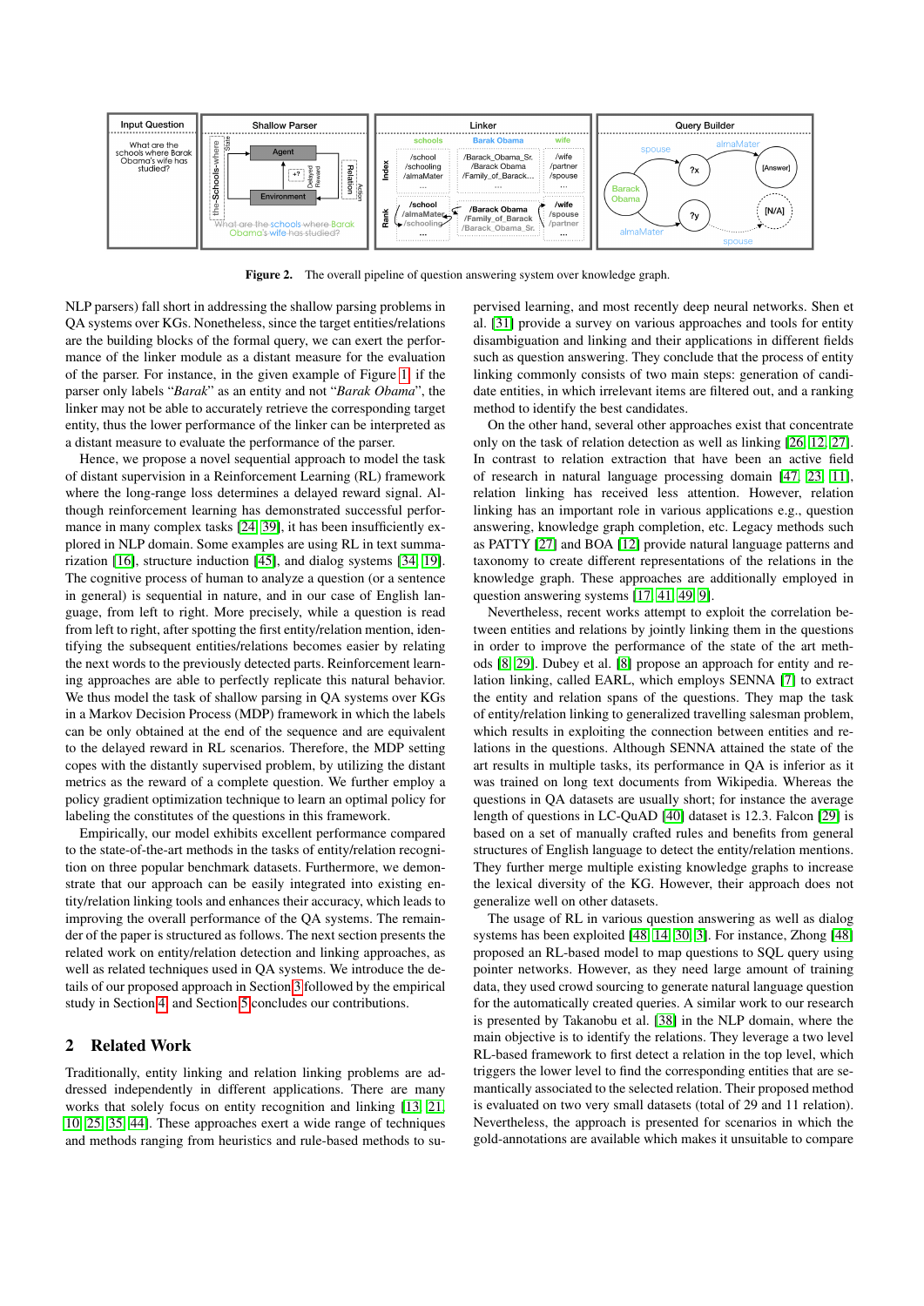Figure 2. The overall pipeline of question answering system over knowledge graph.

NLP parsers) fall short in addressing the shallow parsing problems in QA systems over KGs. Nonetheless, since the target entities/relations are the building blocks of the formal query, we can exert the performance of the linker module as a distant measure for the evaluation of the parser. For instance, in the given example of Figure 1, if the parser only labels "*Barak*" as an entity and not "*Barak Obama*", the linker may not be able to accurately retrieve the corresponding target entity, thus the lower performance of the linker can be interpreted as a distant measure to evaluate the performance of the parser.

Hence, we propose a novel sequential approach to model the task of distant supervision in a Reinforcement Learning (RL) framework where the long-range loss determines a delayed reward signal. Although reinforcement learning has demonstrated successful performance in many complex tasks [24, 39], it has been insufficiently explored in NLP domain. Some examples are using RL in text summarization [16], structure induction [45], and dialog systems [34, 19]. The cognitive process of human to analyze a question (or a sentence in general) is sequential in nature, and in our case of English language, from left to right. More precisely, while a question is read from left to right, after spotting the first entity/relation mention, identifying the subsequent entities/relations becomes easier by relating the next words to the previously detected parts. Reinforcement learning approaches are able to perfectly replicate this natural behavior. We thus model the task of shallow parsing in QA systems over KGs in a Markov Decision Process (MDP) framework in which the labels can be only obtained at the end of the sequence and are equivalent to the delayed reward in RL scenarios. Therefore, the MDP setting copes with the distantly supervised problem, by utilizing the distant metrics as the reward of a complete question. We further employ a policy gradient optimization technique to learn an optimal policy for labeling the constitutes of the questions in this framework.

Empirically, our model exhibits excellent performance compared to the state-of-the-art methods in the tasks of entity/relation recognition on three popular benchmark datasets. Furthermore, we demonstrate that our approach can be easily integrated into existing entity/relation linking tools and enhances their accuracy, which leads to improving the overall performance of the QA systems. The remainder of the paper is structured as follows. The next section presents the related work on entity/relation detection and linking approaches, as well as related techniques used in QA systems. We introduce the details of our proposed approach in Section 3 followed by the empirical study in Section 4, and Section 5 concludes our contributions.

## 2 Related Work

Traditionally, entity linking and relation linking problems are addressed independently in different applications. There are many works that solely focus on entity recognition and linking [13, 21, 10, 25, 35, 44]. These approaches exert a wide range of techniques and methods ranging from heuristics and rule-based methods to supervised learning, and most recently deep neural networks. Shen et al. [31] provide a survey on various approaches and tools for entity disambiguation and linking and their applications in different fields such as question answering. They conclude that the process of entity linking commonly consists of two main steps: generation of candidate entities, in which irrelevant items are filtered out, and a ranking method to identify the best candidates.

On the other hand, several other approaches exist that concentrate only on the task of relation detection as well as linking [26, 12, 27]. In contrast to relation extraction that have been an active field of research in natural language processing domain [47, 23, 11], relation linking has received less attention. However, relation linking has an important role in various applications e.g., question answering, knowledge graph completion, etc. Legacy methods such as PATTY [27] and BOA [12] provide natural language patterns and taxonomy to create different representations of the relations in the knowledge graph. These approaches are additionally employed in question answering systems [17, 41, 49, 9].

Nevertheless, recent works attempt to exploit the correlation between entities and relations by jointly linking them in the questions in order to improve the performance of the state of the art methods [8, 29]. Dubey et al. [8] propose an approach for entity and relation linking, called EARL, which employs SENNA [7] to extract the entity and relation spans of the questions. They map the task of entity/relation linking to generalized travelling salesman problem, which results in exploiting the connection between entities and relations in the questions. Although SENNA attained the state of the art results in multiple tasks, its performance in QA is inferior as it was trained on long text documents from Wikipedia. Whereas the questions in QA datasets are usually short; for instance the average length of questions in LC-QuAD [40] dataset is 12.3. Falcon [29] is based on a set of manually crafted rules and benefits from general structures of English language to detect the entity/relation mentions. They further merge multiple existing knowledge graphs to increase the lexical diversity of the KG. However, their approach does not generalize well on other datasets.

The usage of RL in various question answering as well as dialog systems has been exploited [48, 14, 30, 3]. For instance, Zhong [48] proposed an RL-based model to map questions to SQL query using pointer networks. However, as they need large amount of training data, they used crowd sourcing to generate natural language question for the automatically created queries. A similar work to our research is presented by Takanobu et al. [38] in the NLP domain, where the main objective is to identify the relations. They leverage a two level RL-based framework to first detect a relation in the top level, which triggers the lower level to find the corresponding entities that are semantically associated to the selected relation. Their proposed method is evaluated on two very small datasets (total of 29 and 11 relation). Nevertheless, the approach is presented for scenarios in which the gold-annotations are available which makes it unsuitable to compare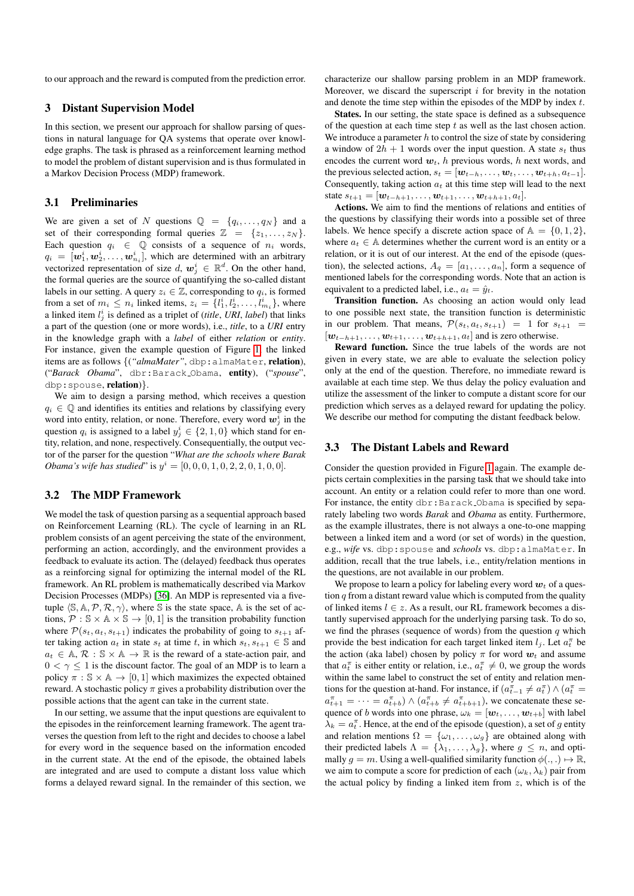to our approach and the reward is computed from the prediction error.

## 3 Distant Supervision Model

In this section, we present our approach for shallow parsing of questions in natural language for QA systems that operate over knowledge graphs. The task is phrased as a reinforcement learning method to model the problem of distant supervision and is thus formulated in a Markov Decision Process (MDP) framework.

### 3.1 Preliminaries

We are given a set of $N$ questions $\mathbb{Q} = \{q_i, \ldots, q_N\}$ and a set of their corresponding formal queries $\mathbb{Z} = \{z_1, \ldots, z_N\}$. Each question $q_i \in \mathbb{Q}$ consists of a sequence of $n_i$ words, $q_i = [\boldsymbol{w}_1^i, \boldsymbol{w}_2^i, \ldots, \boldsymbol{w}_{n_i}^i]$, which are determined with an arbitrary vectorized representation of size $d$, $\boldsymbol{w}_j^i \in \mathbb{R}^d$. On the other hand, the formal queries are the source of quantifying the so-called distant labels in our setting. A query $z_i \in \mathbb{Z}$, corresponding to $q_i$, is formed from a set of $m_i \leq n_i$ linked items, $z_i = \{l_1^i, l_2^i, \ldots, l_{m_i}^i\}$, where a linked item $l_j^i$ is defined as a triplet of (*title*, *URI*, *label*) that links a part of the question (one or more words), i.e., *title*, to a *URI* entry in the knowledge graph with a *label* of either *relation* or *entity*. For instance, given the example question of Figure 1, the linked items are as follows {(*"almaMater"*, dbp:almaMater, **relation**), (*"Barack Obama"*, dbr:Barack_Obama, **entity**), (*"spouse"*, dbp:spouse, **relation**)}.

We aim to design a parsing method, which receives a question $q_i \in \mathbb{Q}$ and identifies its entities and relations by classifying every word into entity, relation, or none. Therefore, every word $\boldsymbol{w}_j^i$ in the question $q_i$ is assigned to a label $y_j^i \in \{2, 1, 0\}$ which stand for entity, relation, and none, respectively. Consequentially, the output vector of the parser for the question "*What are the schools where Barak Obama's wife has studied*" is $y^i = [0, 0, 0, 1, 0, 2, 2, 0, 1, 0, 0]$.

### 3.2 The MDP Framework

We model the task of question parsing as a sequential approach based on Reinforcement Learning (RL). The cycle of learning in an RL problem consists of an agent perceiving the state of the environment, performing an action, accordingly, and the environment provides a feedback to evaluate its action. The (delayed) feedback thus operates as a reinforcing signal for optimizing the internal model of the RL framework. An RL problem is mathematically described via Markov Decision Processes (MDPs) [36]. An MDP is represented via a five-tuple $\langle \mathbb{S}, \mathbb{A}, \mathcal{P}, \mathcal{R}, \gamma \rangle$, where $\mathbb{S}$ is the state space, $\mathbb{A}$ is the set of actions, $\mathcal{P} : \mathbb{S} \times \mathbb{A} \times \mathbb{S} \to [0, 1]$ is the transition probability function where $\mathcal{P}(s_t, a_t, s_{t+1})$ indicates the probability of going to $s_{t+1}$ after taking action $a_t$ in state $s_t$ at time $t$, in which $s_t, s_{t+1} \in \mathbb{S}$ and $a_t \in \mathbb{A}$, $\mathcal{R} : \mathbb{S} \times \mathbb{A} \to \mathbb{R}$ is the reward of a state-action pair, and $0 < \gamma \leq 1$ is the discount factor. The goal of an MDP is to learn a policy $\pi : \mathbb{S} \times \mathbb{A} \to [0, 1]$ which maximizes the expected obtained reward. A stochastic policy $\pi$ gives a probability distribution over the possible actions that the agent can take in the current state.

In our setting, we assume that the input questions are equivalent to the episodes in the reinforcement learning framework. The agent traverses the question from left to the right and decides to choose a label for every word in the sequence based on the information encoded in the current state. At the end of the episode, the obtained labels are integrated and are used to compute a distant loss value which forms a delayed reward signal. In the remainder of this section, we characterize our shallow parsing problem in an MDP framework. Moreover, we discard the superscript $i$ for brevity in the notation and denote the time step within the episodes of the MDP by index $t$.

**States.** In our setting, the state space is defined as a subsequence of the question at each time step $t$ as well as the last chosen action. We introduce a parameter $h$ to control the size of state by considering a window of $2h + 1$ words over the input question. A state $s_t$ thus encodes the current word $\boldsymbol{w}_t$, $h$ previous words, $h$ next words, and the previous selected action, $s_t = [\boldsymbol{w}_{t-h}, \ldots, \boldsymbol{w}_t, \ldots, \boldsymbol{w}_{t+h}, a_{t-1}]$. Consequently, taking action $a_t$ at this time step will lead to the next state $s_{t+1} = [\boldsymbol{w}_{t-h+1}, \ldots, \boldsymbol{w}_{t+1}, \ldots, \boldsymbol{w}_{t+h+1}, a_t]$.

**Actions.** We aim to find the mentions of relations and entities of the questions by classifying their words into a possible set of three labels. We hence specify a discrete action space of $\mathbb{A} = \{0, 1, 2\}$, where $a_t \in \mathbb{A}$ determines whether the current word is an entity or a relation, or it is out of our interest. At the end of the episode (question), the selected actions, $A_q = [a_1, \ldots, a_n]$, form a sequence of mentioned labels for the corresponding words. Note that an action is equivalent to a predicted label, i.e., $a_t = \hat{y}_t$.

**Transition function.** As choosing an action would only lead to one possible next state, the transition function is deterministic in our problem. That means, $\mathcal{P}(s_t, a_t, s_{t+1}) = 1$ for $s_{t+1} = [\boldsymbol{w}_{t-h+1}, \ldots, \boldsymbol{w}_{t+1}, \ldots, \boldsymbol{w}_{t+h+1}, a_t]$ and is zero otherwise.

**Reward function.** Since the true labels of the words are not given in every state, we are able to evaluate the selection policy only at the end of the question. Therefore, no immediate reward is available at each time step. We thus delay the policy evaluation and utilize the assessment of the linker to compute a distant score for our prediction which serves as a delayed reward for updating the policy. We describe our method for computing the distant feedback below.

### 3.3 The Distant Labels and Reward

Consider the question provided in Figure 1 again. The example depicts certain complexities in the parsing task that we should take into account. An entity or a relation could refer to more than one word. For instance, the entity dbr:Barack_Obama is specified by separately labeling two words *Barak* and *Obama* as entity. Furthermore, as the example illustrates, there is not always a one-to-one mapping between a linked item and a word (or set of words) in the question, e.g., *wife* vs. dbp:spouse and *schools* vs. dbp:almaMater. In addition, recall that the true labels, i.e., entity/relation mentions in the questions, are not available in our problem.

We propose to learn a policy for labeling every word $\boldsymbol{w}_t$ of a question $q$ from a distant reward value which is computed from the quality of linked items $l \in z$. As a result, our RL framework becomes a distantly supervised approach for the underlying parsing task. To do so, we find the phrases (sequence of words) from the question $q$ which provide the best indication for each target linked item $l_j$. Let $a_t^\pi$ be the action (aka label) chosen by policy $\pi$ for word $\boldsymbol{w}_t$ and assume that $a_t^\pi$ is either entity or relation, i.e., $a_t^\pi \neq 0$, we group the words within the same label to construct the set of entity and relation mentions for the question at-hand. For instance, if $(a_{t-1}^\pi \neq a_t^\pi) \wedge (a_t^\pi = a_{t+1}^\pi = \cdots = a_{t+b}^\pi) \wedge (a_{t+b}^\pi \neq a_{t+b+1}^\pi)$, we concatenate these sequence of $b$ words into one phrase, $\omega_k = [\boldsymbol{w}_t, \ldots, \boldsymbol{w}_{t+b}]$ with label $\lambda_k = a_t^\pi$. Hence, at the end of the episode (question), a set of $g$ entity and relation mentions $\Omega = \{\omega_1, \ldots, \omega_g\}$ are obtained along with their predicted labels $\Lambda = \{\lambda_1, \ldots, \lambda_g\}$, where $g \leq n$, and optimally $g = m$. Using a well-qualified similarity function $\phi(.,.) \mapsto \mathbb{R}$, we aim to compute a score for prediction of each $(\omega_k, \lambda_k)$ pair from the actual policy by finding a linked item from $z$, which is of the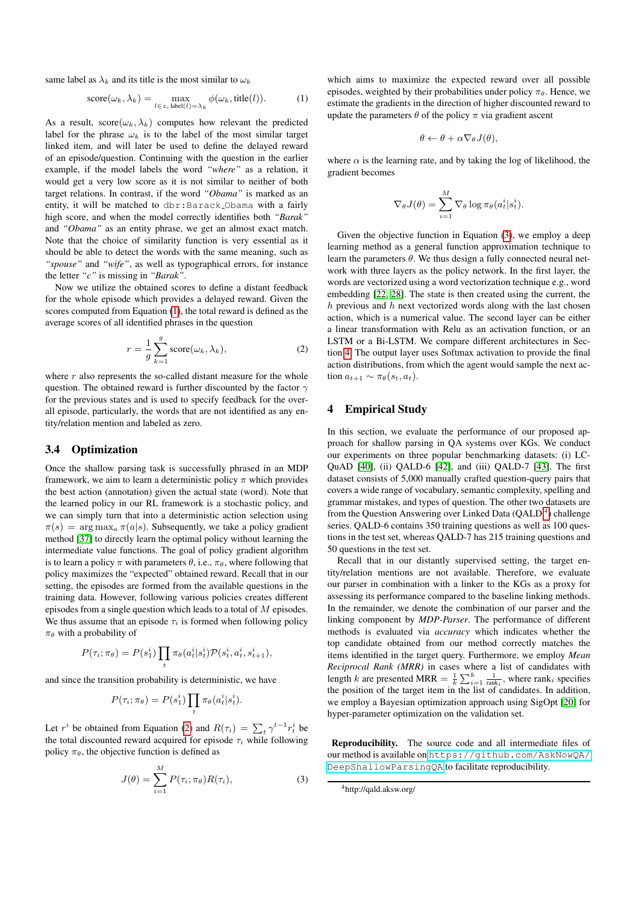same label as $\lambda_k$ and its title is the most similar to $\omega_k$

$$\text{score}(\omega_k, \lambda_k) = \max_{l \in z,\, \text{label}(l)=\lambda_k} \phi(\omega_k, \text{title}(l)). \tag{1}$$

As a result, $\text{score}(\omega_k, \lambda_k)$ computes how relevant the predicted label for the phrase $\omega_k$ is to the label of the most similar target linked item, and will later be used to define the delayed reward of an episode/question. Continuing with the question in the earlier example, if the model labels the word *"where"* as a relation, it would get a very low score as it is not similar to neither of both target relations. In contrast, if the word *"Obama"* is marked as an entity, it will be matched to `dbr:Barack_Obama` with a fairly high score, and when the model correctly identifies both *"Barak"* and *"Obama"* as an entity phrase, we get an almost exact match. Note that the choice of similarity function is very essential as it should be able to detect the words with the same meaning, such as *"spouse"* and *"wife"*, as well as typographical errors, for instance the letter *"c"* is missing in *"Barak"*.

Now we utilize the obtained scores to define a distant feedback for the whole episode which provides a delayed reward. Given the scores computed from Equation (1), the total reward is defined as the average scores of all identified phrases in the question

$$r = \frac{1}{g} \sum_{k=1}^{g} \text{score}(\omega_k, \lambda_k), \tag{2}$$

where $r$ also represents the so-called distant measure for the whole question. The obtained reward is further discounted by the factor $\gamma$ for the previous states and is used to specify feedback for the overall episode, particularly, the words that are not identified as any entity/relation mention and labeled as zero.

### 3.4 Optimization

Once the shallow parsing task is successfully phrased in an MDP framework, we aim to learn a deterministic policy $\pi$ which provides the best action (annotation) given the actual state (word). Note that the learned policy in our RL framework is a stochastic policy, and we can simply turn that into a deterministic action selection using $\pi(s) = \arg\max_a \pi(a|s)$. Subsequently, we take a policy gradient method [37] to directly learn the optimal policy without learning the intermediate value functions. The goal of policy gradient algorithm is to learn a policy $\pi$ with parameters $\theta$, i.e., $\pi_\theta$, where following that policy maximizes the "expected" obtained reward. Recall that in our setting, the episodes are formed from the available questions in the training data. However, following various policies creates different episodes from a single question which leads to a total of $M$ episodes. We thus assume that an episode $\tau_i$ is formed when following policy $\pi_\theta$ with a probability of

$$P(\tau_i; \pi_\theta) = P(s_1^i) \prod_t \pi_\theta(a_t^i|s_t^i) \mathcal{P}(s_t^i, a_t^i, s_{t+1}^i),$$

and since the transition probability is deterministic, we have

$$P(\tau_i; \pi_\theta) = P(s_1^i) \prod_t \pi_\theta(a_t^i|s_t^i).$$

Let $r^i$ be obtained from Equation (2) and $R(\tau_i) = \sum_t \gamma^{t-1} r_t^i$ be the total discounted reward acquired for episode $\tau_i$ while following policy $\pi_\theta$, the objective function is defined as

$$J(\theta) = \sum_{i=1}^{M} P(\tau_i; \pi_\theta) R(\tau_i), \tag{3}$$

which aims to maximize the expected reward over all possible episodes, weighted by their probabilities under policy $\pi_\theta$. Hence, we estimate the gradients in the direction of higher discounted reward to update the parameters $\theta$ of the policy $\pi$ via gradient ascent

$$\theta \leftarrow \theta + \alpha \nabla_\theta J(\theta),$$

where $\alpha$ is the learning rate, and by taking the log of likelihood, the gradient becomes

$$\nabla_\theta J(\theta) = \sum_{i=1}^{M} \nabla_\theta \log \pi_\theta(a_t^i|s_t^i).$$

Given the objective function in Equation (3), we employ a deep learning method as a general function approximation technique to learn the parameters $\theta$. We thus design a fully connected neural network with three layers as the policy network. In the first layer, the words are vectorized using a word vectorization technique e.g., word embedding [22, 28]. The state is then created using the current, the $h$ previous and $h$ next vectorized words along with the last chosen action, which is a numerical value. The second layer can be either a linear transformation with Relu as an activation function, or an LSTM or a Bi-LSTM. We compare different architectures in Section 4. The output layer uses Softmax activation to provide the final action distributions, from which the agent would sample the next action $a_{t+1} \sim \pi_\theta(s_t, a_t)$.

## 4 Empirical Study

In this section, we evaluate the performance of our proposed approach for shallow parsing in QA systems over KGs. We conduct our experiments on three popular benchmarking datasets: (i) LC-QuAD [40], (ii) QALD-6 [42], and (iii) QALD-7 [43]. The first dataset consists of 5,000 manually crafted question-query pairs that covers a wide range of vocabulary, semantic complexity, spelling and grammar mistakes, and types of question. The other two datasets are from the Question Answering over Linked Data (QALD[4]) challenge series. QALD-6 contains 350 training questions as well as 100 questions in the test set, whereas QALD-7 has 215 training questions and 50 questions in the test set.

Recall that in our distantly supervised setting, the target entity/relation mentions are not available. Therefore, we evaluate our parser in combination with a linker to the KGs as a proxy for assessing its performance compared to the baseline linking methods. In the remainder, we denote the combination of our parser and the linking component by *MDP-Parser*. The performance of different methods is evaluated via *accuracy* which indicates whether the top candidate obtained from our method correctly matches the items identified in the target query. Furthermore, we employ *Mean Reciprocal Rank (MRR)* in cases where a list of candidates with length $k$ are presented $\text{MRR} = \frac{1}{k} \sum_{i=1}^{k} \frac{1}{\text{rank}_i}$, where $\text{rank}_i$ specifies the position of the target item in the list of candidates. In addition, we employ a Bayesian optimization approach using SigOpt [20] for hyper-parameter optimization on the validation set.

**Reproducibility.** The source code and all intermediate files of our method is available on `https://github.com/AskNowQA/DeepShallowParsingQA` to facilitate reproducibility.

[4] http://qald.aksw.org/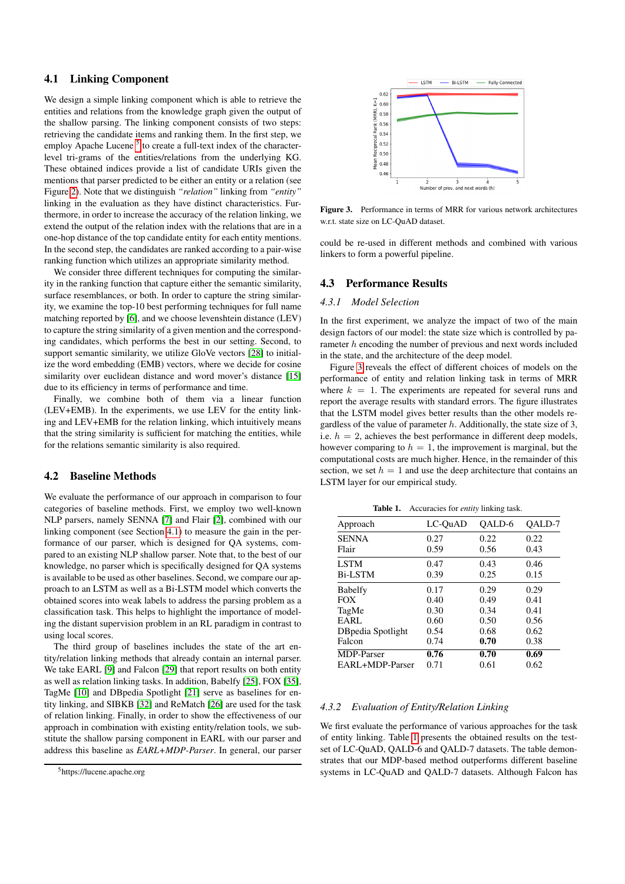### 4.1 Linking Component

We design a simple linking component which is able to retrieve the entities and relations from the knowledge graph given the output of the shallow parsing. The linking component consists of two steps: retrieving the candidate items and ranking them. In the first step, we employ Apache Lucene [5] to create a full-text index of the character-level tri-grams of the entities/relations from the underlying KG. These obtained indices provide a list of candidate URIs given the mentions that parser predicted to be either an entity or a relation (see Figure 2). Note that we distinguish *"relation"* linking from *"entity"* linking in the evaluation as they have distinct characteristics. Furthermore, in order to increase the accuracy of the relation linking, we extend the output of the relation index with the relations that are in a one-hop distance of the top candidate entity for each entity mentions. In the second step, the candidates are ranked according to a pair-wise ranking function which utilizes an appropriate similarity method.

We consider three different techniques for computing the similarity in the ranking function that capture either the semantic similarity, surface resemblances, or both. In order to capture the string similarity, we examine the top-10 best performing techniques for full name matching reported by [6], and we choose levenshtein distance (LEV) to capture the string similarity of a given mention and the corresponding candidates, which performs the best in our setting. Second, to support semantic similarity, we utilize GloVe vectors [28] to initialize the word embedding (EMB) vectors, where we decide for cosine similarity over euclidean distance and word mover's distance [15] due to its efficiency in terms of performance and time.

Finally, we combine both of them via a linear function (LEV+EMB). In the experiments, we use LEV for the entity linking and LEV+EMB for the relation linking, which intuitively means that the string similarity is sufficient for matching the entities, while for the relations semantic similarity is also required.

### 4.2 Baseline Methods

We evaluate the performance of our approach in comparison to four categories of baseline methods. First, we employ two well-known NLP parsers, namely SENNA [7] and Flair [2], combined with our linking component (see Section 4.1) to measure the gain in the performance of our parser, which is designed for QA systems, compared to an existing NLP shallow parser. Note that, to the best of our knowledge, no parser which is specifically designed for QA systems is available to be used as other baselines. Second, we compare our approach to an LSTM as well as a Bi-LSTM model which converts the obtained scores into weak labels to address the parsing problem as a classification task. This helps to highlight the importance of modeling the distant supervision problem in an RL paradigm in contrast to using local scores.

The third group of baselines includes the state of the art entity/relation linking methods that already contain an internal parser. We take EARL [9] and Falcon [29] that report results on both entity as well as relation linking tasks. In addition, Babelfy [25], FOX [35], TagMe [10] and DBpedia Spotlight [21] serve as baselines for entity linking, and SIBKB [32] and ReMatch [26] are used for the task of relation linking. Finally, in order to show the effectiveness of our approach in combination with existing entity/relation linking methods, we substitute the shallow parsing component in EARL with our parser and address this baseline as *EARL+MDP-Parser*. In general, our parser could be re-used in different methods and combined with various linkers to form a powerful pipeline.

[5] https://lucene.apache.org

**Figure 3.** Performance in terms of MRR for various network architectures w.r.t. state size on LC-QuAD dataset.

### 4.3 Performance Results

#### 4.3.1 Model Selection

In the first experiment, we analyze the impact of two of the main design factors of our model: the state size which is controlled by parameter $h$ encoding the number of previous and next words included in the state, and the architecture of the deep model.

Figure 3 reveals the effect of different choices of models on the performance of entity and relation linking task in terms of MRR where $k = 1$. The experiments are repeated for several runs and report the average results with standard errors. The figure illustrates that the LSTM model gives better results than the other models regardless of the value of parameter $h$. Additionally, the state size of 3, i.e. $h = 2$, achieves the best performance in different deep models, however comparing to $h = 1$, the improvement is marginal, but the computational costs are much higher. Hence, in the remainder of this section, we set $h = 1$ and use the deep architecture that contains an LSTM layer for our empirical study.

**Table 1.** Accuracies for *entity* linking task.

| Approach | LC-QuAD | QALD-6 | QALD-7 |
|---|---|---|---|
| SENNA | 0.27 | 0.22 | 0.22 |
| Flair | 0.59 | 0.56 | 0.43 |
| LSTM | 0.47 | 0.43 | 0.46 |
| Bi-LSTM | 0.39 | 0.25 | 0.15 |
| Babelfy | 0.17 | 0.29 | 0.29 |
| FOX | 0.40 | 0.49 | 0.41 |
| TagMe | 0.30 | 0.34 | 0.41 |
| EARL | 0.60 | 0.50 | 0.56 |
| DBpedia Spotlight | 0.54 | 0.68 | 0.62 |
| Falcon | 0.74 | **0.70** | 0.38 |
| MDP-Parser | **0.76** | **0.70** | **0.69** |
| EARL+MDP-Parser | 0.71 | 0.61 | 0.62 |

#### 4.3.2 Evaluation of Entity/Relation Linking

We first evaluate the performance of various approaches for the task of entity linking. Table 1 presents the obtained results on the test-set of LC-QuAD, QALD-6 and QALD-7 datasets. The table demonstrates that our MDP-based method outperforms different baseline systems in LC-QuAD and QALD-7 datasets. Although Falcon has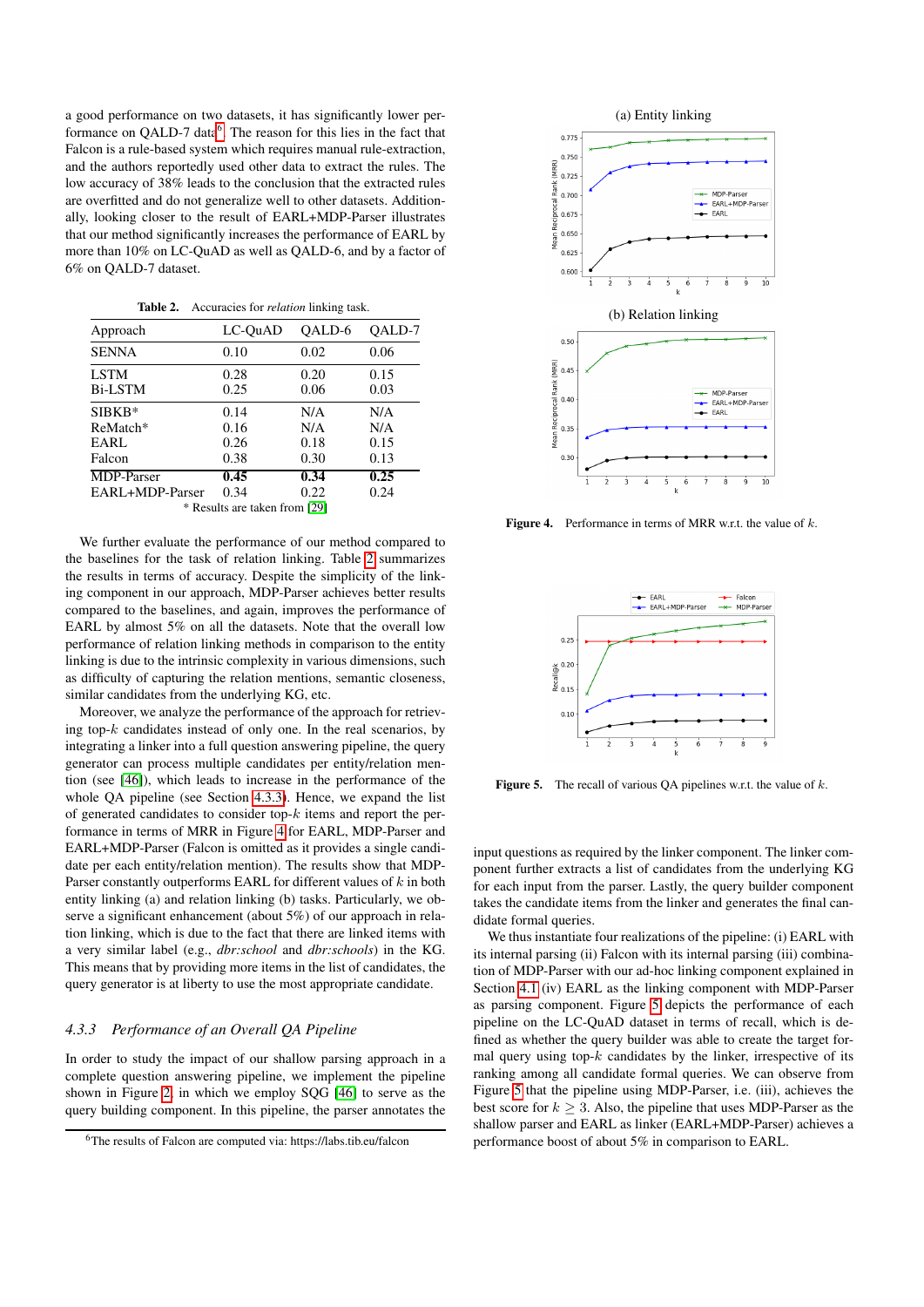a good performance on two datasets, it has significantly lower performance on QALD-7 data[6]. The reason for this lies in the fact that Falcon is a rule-based system which requires manual rule-extraction, and the authors reportedly used other data to extract the rules. The low accuracy of 38% leads to the conclusion that the extracted rules are overfitted and do not generalize well to other datasets. Additionally, looking closer to the result of EARL+MDP-Parser illustrates that our method significantly increases the performance of EARL by more than 10% on LC-QuAD as well as QALD-6, and by a factor of 6% on QALD-7 dataset.

**Table 2.** Accuracies for *relation* linking task.

| Approach | LC-QuAD | QALD-6 | QALD-7 |
|---|---|---|---|
| SENNA | 0.10 | 0.02 | 0.06 |
| LSTM | 0.28 | 0.20 | 0.15 |
| Bi-LSTM | 0.25 | 0.06 | 0.03 |
| SIBKB* | 0.14 | N/A | N/A |
| ReMatch* | 0.16 | N/A | N/A |
| EARL | 0.26 | 0.18 | 0.15 |
| Falcon | 0.38 | 0.30 | 0.13 |
| MDP-Parser | **0.45** | **0.34** | **0.25** |
| EARL+MDP-Parser | 0.34 | 0.22 | 0.24 |

\* Results are taken from [29]

We further evaluate the performance of our method compared to the baselines for the task of relation linking. Table 2 summarizes the results in terms of accuracy. Despite the simplicity of the linking component in our approach, MDP-Parser achieves better results compared to the baselines, and again, improves the performance of EARL by almost 5% on all the datasets. Note that the overall low performance of relation linking methods in comparison to the entity linking is due to the intrinsic complexity in various dimensions, such as difficulty of capturing the relation mentions, semantic closeness, similar candidates from the underlying KG, etc.

Moreover, we analyze the performance of the approach for retrieving top-$k$ candidates instead of only one. In the real scenarios, by integrating a linker into a full question answering pipeline, the query generator can process multiple candidates per entity/relation mention (see [46]), which leads to increase in the performance of the whole QA pipeline (see Section 4.3.3). Hence, we expand the list of generated candidates to consider top-$k$ items and report the performance in terms of MRR in Figure 4 for EARL, MDP-Parser and EARL+MDP-Parser (Falcon is omitted as it provides a single candidate per each entity/relation mention). The results show that MDP-Parser constantly outperforms EARL for different values of $k$ in both entity linking (a) and relation linking (b) tasks. Particularly, we observe a significant enhancement (about 5%) of our approach in relation linking, which is due to the fact that there are linked items with a very similar label (e.g., *dbr:school* and *dbr:schools*) in the KG. This means that by providing more items in the list of candidates, the query generator is at liberty to use the most appropriate candidate.

**Figure 4.** Performance in terms of MRR w.r.t. the value of $k$.

**Figure 5.** The recall of various QA pipelines w.r.t. the value of $k$.

### 4.3.3 *Performance of an Overall QA Pipeline*

In order to study the impact of our shallow parsing approach in a complete question answering pipeline, we implement the pipeline shown in Figure 2, in which we employ SQG [46] to serve as the query building component. In this pipeline, the parser annotates the input questions as required by the linker component. The linker component further extracts a list of candidates from the underlying KG for each input from the parser. Lastly, the query builder component takes the candidate items from the linker and generates the final candidate formal queries.

We thus instantiate four realizations of the pipeline: (i) EARL with its internal parsing (ii) Falcon with its internal parsing (iii) combination of MDP-Parser with our ad-hoc linking component explained in Section 4.1 (iv) EARL as the linking component with MDP-Parser as parsing component. Figure 5 depicts the performance of each pipeline on the LC-QuAD dataset in terms of recall, which is defined as whether the query builder was able to create the target formal query using top-$k$ candidates by the linker, irrespective of its ranking among all candidate formal queries. We can observe from Figure 5 that the pipeline using MDP-Parser, i.e. (iii), achieves the best score for $k \geq 3$. Also, the pipeline that uses MDP-Parser as the shallow parser and EARL as linker (EARL+MDP-Parser) achieves a performance boost of about 5% in comparison to EARL.

[6] The results of Falcon are computed via: https://labs.tib.eu/falcon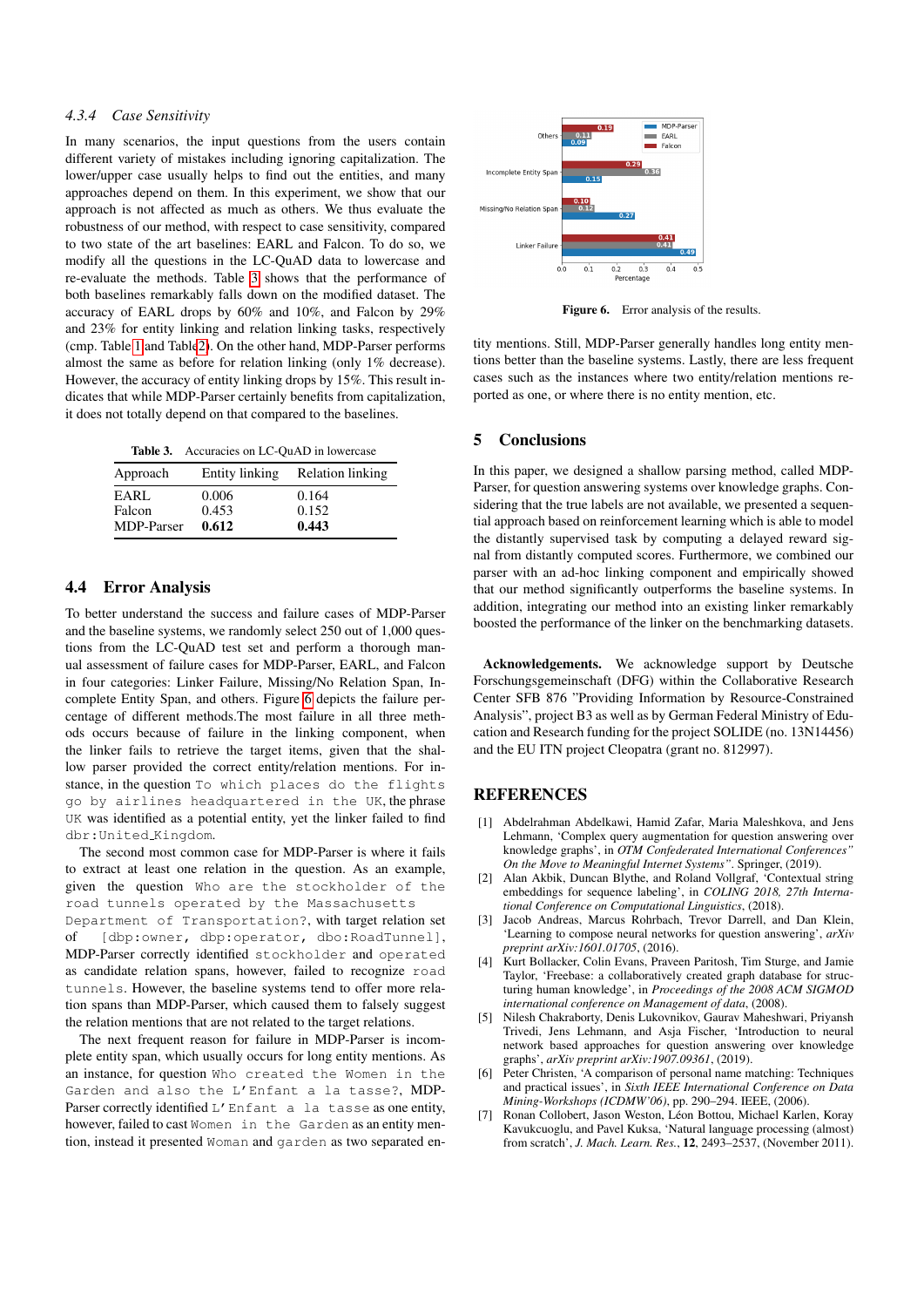#### 4.3.4 Case Sensitivity

In many scenarios, the input questions from the users contain different variety of mistakes including ignoring capitalization. The lower/upper case usually helps to find out the entities, and many approaches depend on them. In this experiment, we show that our approach is not affected as much as others. We thus evaluate the robustness of our method, with respect to case sensitivity, compared to two state of the art baselines: EARL and Falcon. To do so, we modify all the questions in the LC-QuAD data to lowercase and re-evaluate the methods. Table 3 shows that the performance of both baselines remarkably falls down on the modified dataset. The accuracy of EARL drops by 60% and 10%, and Falcon by 29% and 23% for entity linking and relation linking tasks, respectively (cmp. Table 1 and Table 2). On the other hand, MDP-Parser performs almost the same as before for relation linking (only 1% decrease). However, the accuracy of entity linking drops by 15%. This result indicates that while MDP-Parser certainly benefits from capitalization, it does not totally depend on that compared to the baselines.

**Table 3.** Accuracies on LC-QuAD in lowercase

| Approach | Entity linking | Relation linking |
|---|---|---|
| EARL | 0.006 | 0.164 |
| Falcon | 0.453 | 0.152 |
| MDP-Parser | **0.612** | **0.443** |

## 4.4 Error Analysis

To better understand the success and failure cases of MDP-Parser and the baseline systems, we randomly select 250 out of 1,000 questions from the LC-QuAD test set and perform a thorough manual assessment of failure cases for MDP-Parser, EARL, and Falcon in four categories: Linker Failure, Missing/No Relation Span, Incomplete Entity Span, and others. Figure 6 depicts the failure percentage of different methods.The most failure in all three methods occurs because of failure in the linking component, when the linker fails to retrieve the target items, given that the shallow parser provided the correct entity/relation mentions. For instance, in the question `To which places do the flights go by airlines headquartered in the UK`, the phrase `UK` was identified as a potential entity, yet the linker failed to find `dbr:United_Kingdom`.

The second most common case for MDP-Parser is where it fails to extract at least one relation in the question. As an example, given the question `Who are the stockholder of the road tunnels operated by the Massachusetts Department of Transportation?`, with target relation set of `[dbp:owner, dbp:operator, dbo:RoadTunnel]`, MDP-Parser correctly identified `stockholder` and `operated` as candidate relation spans, however, failed to recognize `road tunnels`. However, the baseline systems tend to offer more relation spans than MDP-Parser, which caused them to falsely suggest the relation mentions that are not related to the target relations.

The next frequent reason for failure in MDP-Parser is incomplete entity span, which usually occurs for long entity mentions. As an instance, for question `Who created the Women in the Garden and also the L'Enfant a la tasse?`, MDP-Parser correctly identified `L'Enfant a la tasse` as one entity, however, failed to cast `Women in the Garden` as an entity mention, instead it presented `Woman` and `garden` as two separated entity mentions. Still, MDP-Parser generally handles long entity mentions better than the baseline systems. Lastly, there are less frequent cases such as the instances where two entity/relation mentions reported as one, or where there is no entity mention, etc.

| Category | MDP-Parser | EARL | Falcon |
|---|---|---|---|
| Others | 0.09 | 0.11 | 0.19 |
| Incomplete Entity Span | 0.15 | 0.36 | 0.29 |
| Missing/No Relation Span | 0.27 | 0.12 | 0.10 |
| Linker Failure | 0.49 | 0.41 | 0.41 |

**Figure 6.** Error analysis of the results.

## 5 Conclusions

In this paper, we designed a shallow parsing method, called MDP-Parser, for question answering systems over knowledge graphs. Considering that the true labels are not available, we presented a sequential approach based on reinforcement learning which is able to model the distantly supervised task by computing a delayed reward signal from distantly computed scores. Furthermore, we combined our parser with an ad-hoc linking component and empirically showed that our method significantly outperforms the baseline systems. In addition, integrating our method into an existing linker remarkably boosted the performance of the linker on the benchmarking datasets.

**Acknowledgements.** We acknowledge support by Deutsche Forschungsgemeinschaft (DFG) within the Collaborative Research Center SFB 876 "Providing Information by Resource-Constrained Analysis", project B3 as well as by German Federal Ministry of Education and Research funding for the project SOLIDE (no. 13N14456) and the EU ITN project Cleopatra (grant no. 812997).

## REFERENCES

[1] Abdelrahman Abdelkawi, Hamid Zafar, Maria Maleshkova, and Jens Lehmann, 'Complex query augmentation for question answering over knowledge graphs', in *OTM Confederated International Conferences" On the Move to Meaningful Internet Systems"*. Springer, (2019).

[2] Alan Akbik, Duncan Blythe, and Roland Vollgraf, 'Contextual string embeddings for sequence labeling', in *COLING 2018, 27th International Conference on Computational Linguistics*, (2018).

[3] Jacob Andreas, Marcus Rohrbach, Trevor Darrell, and Dan Klein, 'Learning to compose neural networks for question answering', *arXiv preprint arXiv:1601.01705*, (2016).

[4] Kurt Bollacker, Colin Evans, Praveen Paritosh, Tim Sturge, and Jamie Taylor, 'Freebase: a collaboratively created graph database for structuring human knowledge', in *Proceedings of the 2008 ACM SIGMOD international conference on Management of data*, (2008).

[5] Nilesh Chakraborty, Denis Lukovnikov, Gaurav Maheshwari, Priyansh Trivedi, Jens Lehmann, and Asja Fischer, 'Introduction to neural network based approaches for question answering over knowledge graphs', *arXiv preprint arXiv:1907.09361*, (2019).

[6] Peter Christen, 'A comparison of personal name matching: Techniques and practical issues', in *Sixth IEEE International Conference on Data Mining-Workshops (ICDMW'06)*, pp. 290–294. IEEE, (2006).

[7] Ronan Collobert, Jason Weston, Léon Bottou, Michael Karlen, Koray Kavukcuoglu, and Pavel Kuksa, 'Natural language processing (almost) from scratch', *J. Mach. Learn. Res.*, **12**, 2493–2537, (November 2011).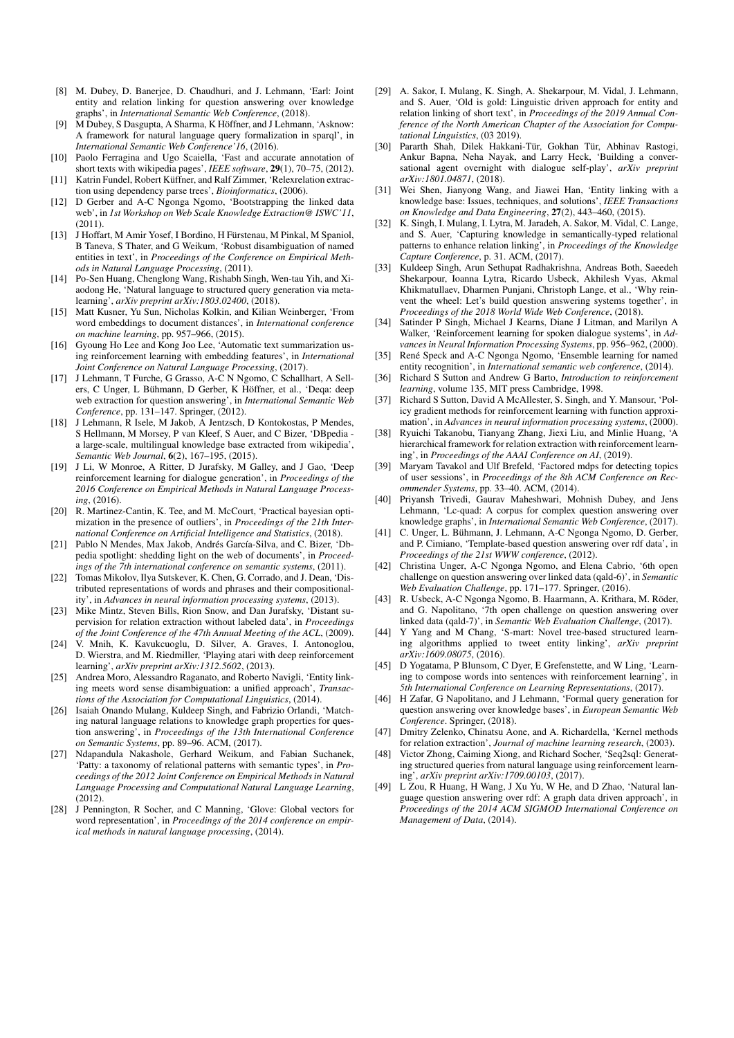[8] M. Dubey, D. Banerjee, D. Chaudhuri, and J. Lehmann, 'Earl: Joint entity and relation linking for question answering over knowledge graphs', in *International Semantic Web Conference*, (2018).

[9] M Dubey, S Dasgupta, A Sharma, K Höffner, and J Lehmann, 'Asknow: A framework for natural language query formalization in sparql', in *International Semantic Web Conference'16*, (2016).

[10] Paolo Ferragina and Ugo Scaiella, 'Fast and accurate annotation of short texts with wikipedia pages', *IEEE software*, **29**(1), 70–75, (2012).

[11] Katrin Fundel, Robert Küffner, and Ralf Zimmer, 'Relexrelation extraction using dependency parse trees', *Bioinformatics*, (2006).

[12] D Gerber and A-C Ngonga Ngomo, 'Bootstrapping the linked data web', in *1st Workshop on Web Scale Knowledge Extraction@ ISWC'11*, (2011).

[13] J Hoffart, M Amir Yosef, I Bordino, H Fürstenau, M Pinkal, M Spaniol, B Taneva, S Thater, and G Weikum, 'Robust disambiguation of named entities in text', in *Proceedings of the Conference on Empirical Methods in Natural Language Processing*, (2011).

[14] Po-Sen Huang, Chenglong Wang, Rishabh Singh, Wen-tau Yih, and Xiaodong He, 'Natural language to structured query generation via meta-learning', *arXiv preprint arXiv:1803.02400*, (2018).

[15] Matt Kusner, Yu Sun, Nicholas Kolkin, and Kilian Weinberger, 'From word embeddings to document distances', in *International conference on machine learning*, pp. 957–966, (2015).

[16] Gyoung Ho Lee and Kong Joo Lee, 'Automatic text summarization using reinforcement learning with embedding features', in *International Joint Conference on Natural Language Processing*, (2017).

[17] J Lehmann, T Furche, G Grasso, A-C N Ngomo, C Schallhart, A Sellers, C Unger, L Bühmann, D Gerber, K Höffner, et al., 'Deqa: deep web extraction for question answering', in *International Semantic Web Conference*, pp. 131–147. Springer, (2012).

[18] J Lehmann, R Isele, M Jakob, A Jentzsch, D Kontokostas, P Mendes, S Hellmann, M Morsey, P van Kleef, S Auer, and C Bizer, 'DBpedia - a large-scale, multilingual knowledge base extracted from wikipedia', *Semantic Web Journal*, **6**(2), 167–195, (2015).

[19] J Li, W Monroe, A Ritter, D Jurafsky, M Galley, and J Gao, 'Deep reinforcement learning for dialogue generation', in *Proceedings of the 2016 Conference on Empirical Methods in Natural Language Processing*, (2016).

[20] R. Martinez-Cantin, K. Tee, and M. McCourt, 'Practical bayesian optimization in the presence of outliers', in *Proceedings of the 21th International Conference on Artificial Intelligence and Statistics*, (2018).

[21] Pablo N Mendes, Max Jakob, Andrés García-Silva, and C. Bizer, 'Dbpedia spotlight: shedding light on the web of documents', in *Proceedings of the 7th international conference on semantic systems*, (2011).

[22] Tomas Mikolov, Ilya Sutskever, K. Chen, G. Corrado, and J. Dean, 'Distributed representations of words and phrases and their compositionality', in *Advances in neural information processing systems*, (2013).

[23] Mike Mintz, Steven Bills, Rion Snow, and Dan Jurafsky, 'Distant supervision for relation extraction without labeled data', in *Proceedings of the Joint Conference of the 47th Annual Meeting of the ACL*, (2009).

[24] V. Mnih, K. Kavukcuoglu, D. Silver, A. Graves, I. Antonoglou, D. Wierstra, and M. Riedmiller, 'Playing atari with deep reinforcement learning', *arXiv preprint arXiv:1312.5602*, (2013).

[25] Andrea Moro, Alessandro Raganato, and Roberto Navigli, 'Entity linking meets word sense disambiguation: a unified approach', *Transactions of the Association for Computational Linguistics*, (2014).

[26] Isaiah Onando Mulang, Kuldeep Singh, and Fabrizio Orlandi, 'Matching natural language relations to knowledge graph properties for question answering', in *Proceedings of the 13th International Conference on Semantic Systems*, pp. 89–96. ACM, (2017).

[27] Ndapandula Nakashole, Gerhard Weikum, and Fabian Suchanek, 'Patty: a taxonomy of relational patterns with semantic types', in *Proceedings of the 2012 Joint Conference on Empirical Methods in Natural Language Processing and Computational Natural Language Learning*, (2012).

[28] J Pennington, R Socher, and C Manning, 'Glove: Global vectors for word representation', in *Proceedings of the 2014 conference on empirical methods in natural language processing*, (2014).

[29] A. Sakor, I. Mulang, K. Singh, A. Shekarpour, M. Vidal, J. Lehmann, and S. Auer, 'Old is gold: Linguistic driven approach for entity and relation linking of short text', in *Proceedings of the 2019 Annual Conference of the North American Chapter of the Association for Computational Linguistics*, (03 2019).

[30] Pararth Shah, Dilek Hakkani-Tür, Gokhan Tür, Abhinav Rastogi, Ankur Bapna, Neha Nayak, and Larry Heck, 'Building a conversational agent overnight with dialogue self-play', *arXiv preprint arXiv:1801.04871*, (2018).

[31] Wei Shen, Jianyong Wang, and Jiawei Han, 'Entity linking with a knowledge base: Issues, techniques, and solutions', *IEEE Transactions on Knowledge and Data Engineering*, **27**(2), 443–460, (2015).

[32] K. Singh, I. Mulang, I. Lytra, M. Jaradeh, A. Sakor, M. Vidal, C. Lange, and S. Auer, 'Capturing knowledge in semantically-typed relational patterns to enhance relation linking', in *Proceedings of the Knowledge Capture Conference*, p. 31. ACM, (2017).

[33] Kuldeep Singh, Arun Sethupat Radhakrishna, Andreas Both, Saeedeh Shekarpour, Ioanna Lytra, Ricardo Usbeck, Akhilesh Vyas, Akmal Khikmatullaev, Dharmen Punjani, Christoph Lange, et al., 'Why reinvent the wheel: Let's build question answering systems together', in *Proceedings of the 2018 World Wide Web Conference*, (2018).

[34] Satinder P Singh, Michael J Kearns, Diane J Litman, and Marilyn A Walker, 'Reinforcement learning for spoken dialogue systems', in *Advances in Neural Information Processing Systems*, pp. 956–962, (2000).

[35] René Speck and A-C Ngonga Ngomo, 'Ensemble learning for named entity recognition', in *International semantic web conference*, (2014).

[36] Richard S Sutton and Andrew G Barto, *Introduction to reinforcement learning*, volume 135, MIT press Cambridge, 1998.

[37] Richard S Sutton, David A McAllester, S. Singh, and Y. Mansour, 'Policy gradient methods for reinforcement learning with function approximation', in *Advances in neural information processing systems*, (2000).

[38] Ryuichi Takanobu, Tianyang Zhang, Jiexi Liu, and Minlie Huang, 'A hierarchical framework for relation extraction with reinforcement learning', in *Proceedings of the AAAI Conference on AI*, (2019).

[39] Maryam Tavakol and Ulf Brefeld, 'Factored mdps for detecting topics of user sessions', in *Proceedings of the 8th ACM Conference on Recommender Systems*, pp. 33–40. ACM, (2014).

[40] Priyansh Trivedi, Gaurav Maheshwari, Mohnish Dubey, and Jens Lehmann, 'Lc-quad: A corpus for complex question answering over knowledge graphs', in *International Semantic Web Conference*, (2017).

[41] C. Unger, L. Bühmann, J. Lehmann, A-C Ngonga Ngomo, D. Gerber, and P. Cimiano, 'Template-based question answering over rdf data', in *Proceedings of the 21st WWW conference*, (2012).

[42] Christina Unger, A-C Ngonga Ngomo, and Elena Cabrio, '6th open challenge on question answering over linked data (qald-6)', in *Semantic Web Evaluation Challenge*, pp. 171–177. Springer, (2016).

[43] R. Usbeck, A-C Ngonga Ngomo, B. Haarmann, A. Krithara, M. Röder, and G. Napolitano, '7th open challenge on question answering over linked data (qald-7)', in *Semantic Web Evaluation Challenge*, (2017).

[44] Y Yang and M Chang, 'S-mart: Novel tree-based structured learning algorithms applied to tweet entity linking', *arXiv preprint arXiv:1609.08075*, (2016).

[45] D Yogatama, P Blunsom, C Dyer, E Grefenstette, and W Ling, 'Learning to compose words into sentences with reinforcement learning', in *5th International Conference on Learning Representations*, (2017).

[46] H Zafar, G Napolitano, and J Lehmann, 'Formal query generation for question answering over knowledge bases', in *European Semantic Web Conference*. Springer, (2018).

[47] Dmitry Zelenko, Chinatsu Aone, and A. Richardella, 'Kernel methods for relation extraction', *Journal of machine learning research*, (2003).

[48] Victor Zhong, Caiming Xiong, and Richard Socher, 'Seq2sql: Generating structured queries from natural language using reinforcement learning', *arXiv preprint arXiv:1709.00103*, (2017).

[49] L Zou, R Huang, H Wang, J Xu Yu, W He, and D Zhao, 'Natural language question answering over rdf: A graph data driven approach', in *Proceedings of the 2014 ACM SIGMOD International Conference on Management of Data*, (2014).